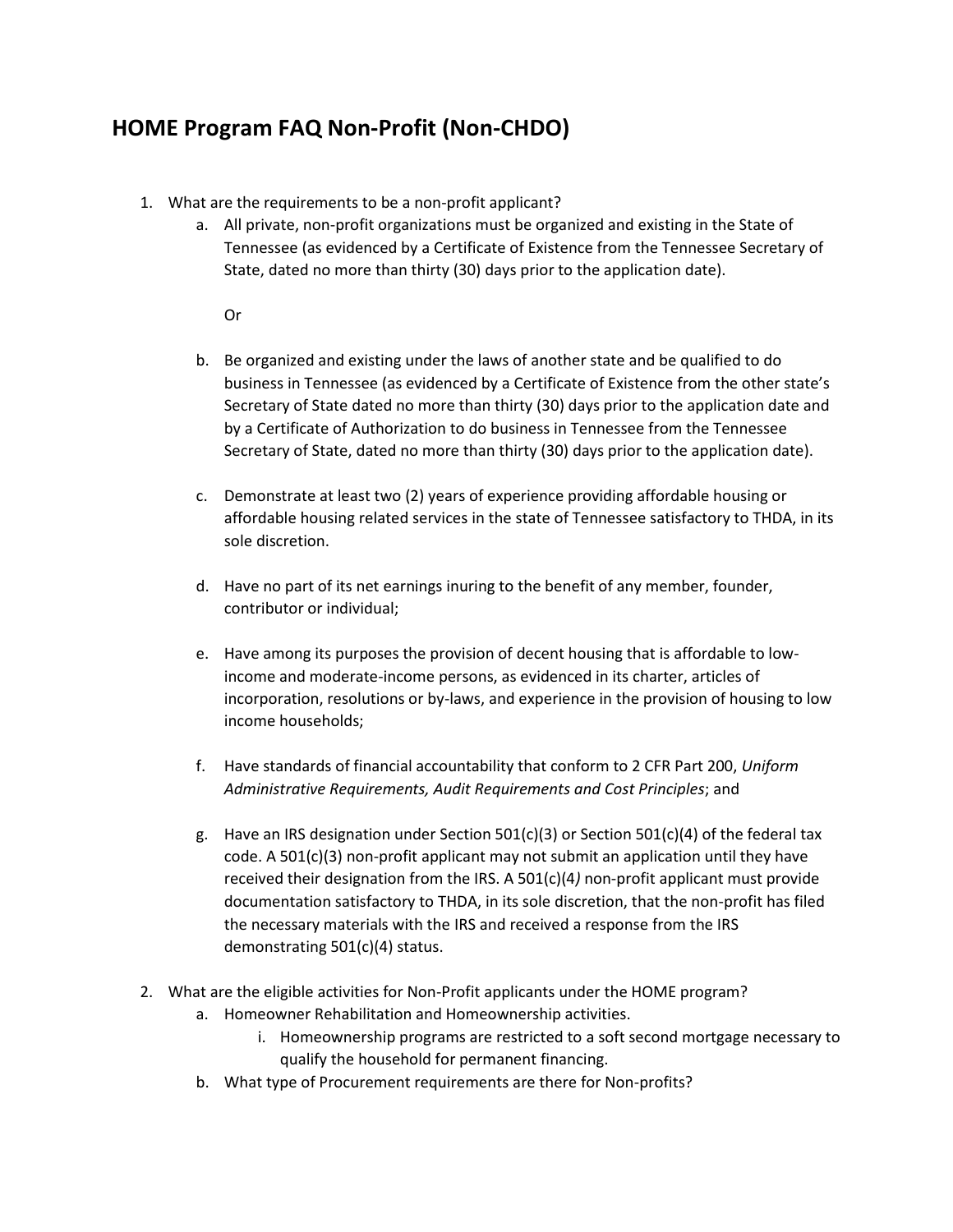# HOME Program FAQ Non-Profit (Non-CHDO)

1. What are the requirements to be a non-profit applicant?
   a. All private, non-profit organizations must be organized and existing in the State of Tennessee (as evidenced by a Certificate of Existence from the Tennessee Secretary of State, dated no more than thirty (30) days prior to the application date).

      Or

   b. Be organized and existing under the laws of another state and be qualified to do business in Tennessee (as evidenced by a Certificate of Existence from the other state's Secretary of State dated no more than thirty (30) days prior to the application date and by a Certificate of Authorization to do business in Tennessee from the Tennessee Secretary of State, dated no more than thirty (30) days prior to the application date).

   c. Demonstrate at least two (2) years of experience providing affordable housing or affordable housing related services in the state of Tennessee satisfactory to THDA, in its sole discretion.

   d. Have no part of its net earnings inuring to the benefit of any member, founder, contributor or individual;

   e. Have among its purposes the provision of decent housing that is affordable to low-income and moderate-income persons, as evidenced in its charter, articles of incorporation, resolutions or by-laws, and experience in the provision of housing to low income households;

   f. Have standards of financial accountability that conform to 2 CFR Part 200, *Uniform Administrative Requirements, Audit Requirements and Cost Principles*; and

   g. Have an IRS designation under Section 501(c)(3) or Section 501(c)(4) of the federal tax code. A 501(c)(3) non-profit applicant may not submit an application until they have received their designation from the IRS. A 501(c)(4) non-profit applicant must provide documentation satisfactory to THDA, in its sole discretion, that the non-profit has filed the necessary materials with the IRS and received a response from the IRS demonstrating 501(c)(4) status.

2. What are the eligible activities for Non-Profit applicants under the HOME program?
   a. Homeowner Rehabilitation and Homeownership activities.
      i. Homeownership programs are restricted to a soft second mortgage necessary to qualify the household for permanent financing.
   b. What type of Procurement requirements are there for Non-profits?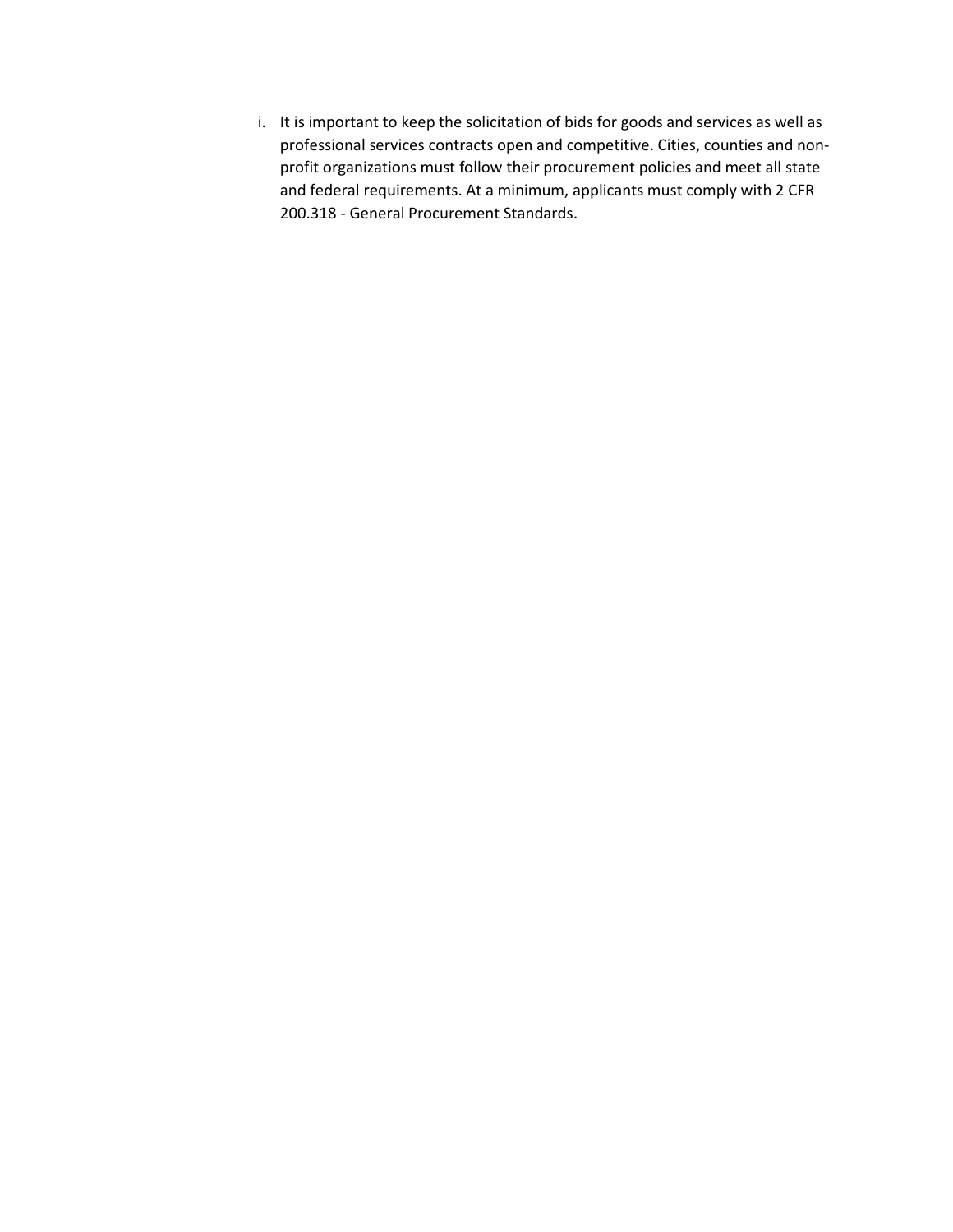i. It is important to keep the solicitation of bids for goods and services as well as professional services contracts open and competitive. Cities, counties and non-profit organizations must follow their procurement policies and meet all state and federal requirements. At a minimum, applicants must comply with 2 CFR 200.318 - General Procurement Standards.